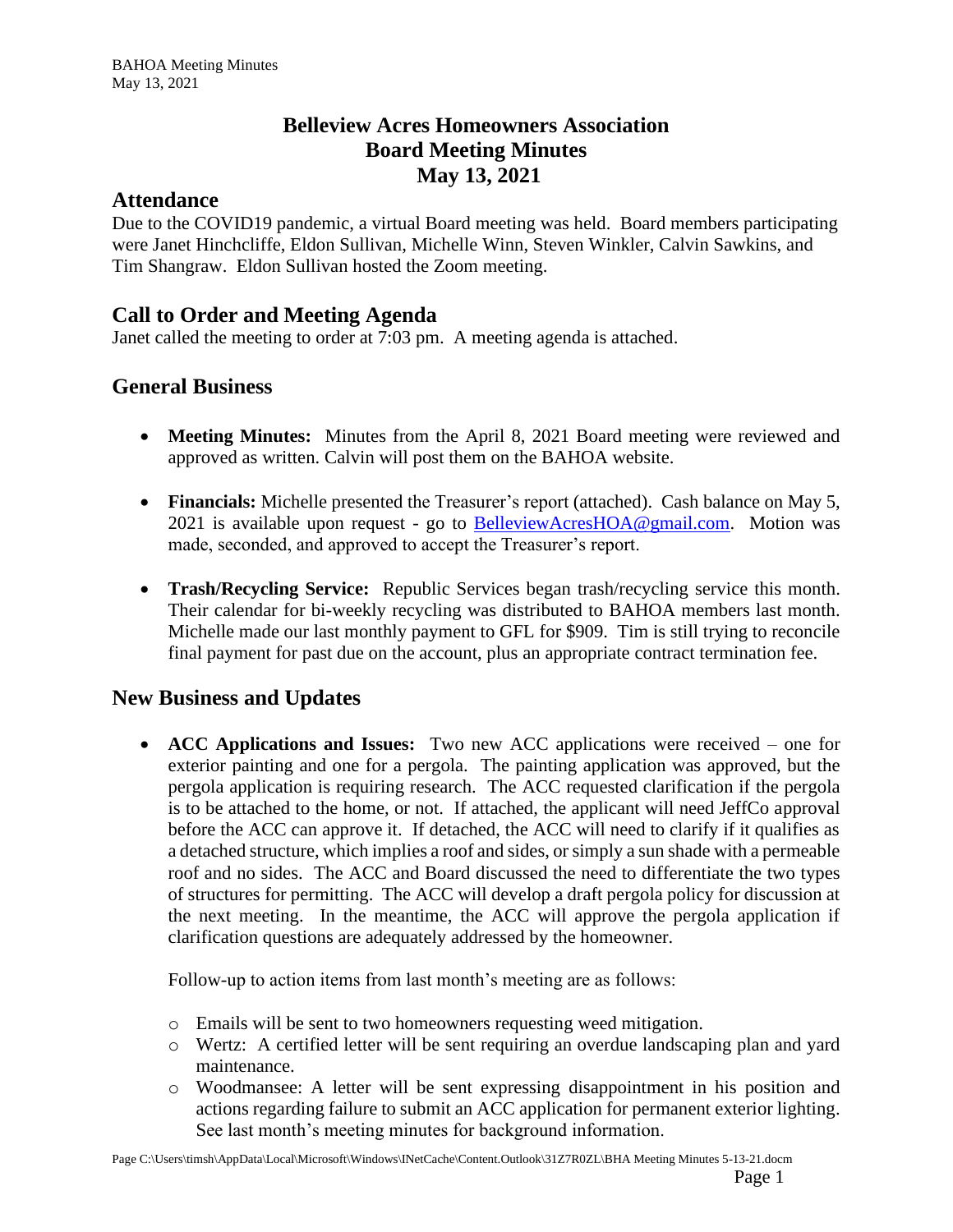# Belleview Acres Homeowners Association
# Board Meeting Minutes
# May 13, 2021

## Attendance

Due to the COVID19 pandemic, a virtual Board meeting was held. Board members participating were Janet Hinchcliffe, Eldon Sullivan, Michelle Winn, Steven Winkler, Calvin Sawkins, and Tim Shangraw. Eldon Sullivan hosted the Zoom meeting.

## Call to Order and Meeting Agenda

Janet called the meeting to order at 7:03 pm. A meeting agenda is attached.

## General Business

- **Meeting Minutes:** Minutes from the April 8, 2021 Board meeting were reviewed and approved as written. Calvin will post them on the BAHOA website.

- **Financials:** Michelle presented the Treasurer's report (attached). Cash balance on May 5, 2021 is available upon request - go to BelleviewAcresHOA@gmail.com. Motion was made, seconded, and approved to accept the Treasurer's report.

- **Trash/Recycling Service:** Republic Services began trash/recycling service this month. Their calendar for bi-weekly recycling was distributed to BAHOA members last month. Michelle made our last monthly payment to GFL for $909. Tim is still trying to reconcile final payment for past due on the account, plus an appropriate contract termination fee.

## New Business and Updates

- **ACC Applications and Issues:** Two new ACC applications were received – one for exterior painting and one for a pergola. The painting application was approved, but the pergola application is requiring research. The ACC requested clarification if the pergola is to be attached to the home, or not. If attached, the applicant will need JeffCo approval before the ACC can approve it. If detached, the ACC will need to clarify if it qualifies as a detached structure, which implies a roof and sides, or simply a sun shade with a permeable roof and no sides. The ACC and Board discussed the need to differentiate the two types of structures for permitting. The ACC will develop a draft pergola policy for discussion at the next meeting. In the meantime, the ACC will approve the pergola application if clarification questions are adequately addressed by the homeowner.

  Follow-up to action items from last month's meeting are as follows:

  - Emails will be sent to two homeowners requesting weed mitigation.
  - Wertz: A certified letter will be sent requiring an overdue landscaping plan and yard maintenance.
  - Woodmansee: A letter will be sent expressing disappointment in his position and actions regarding failure to submit an ACC application for permanent exterior lighting. See last month's meeting minutes for background information.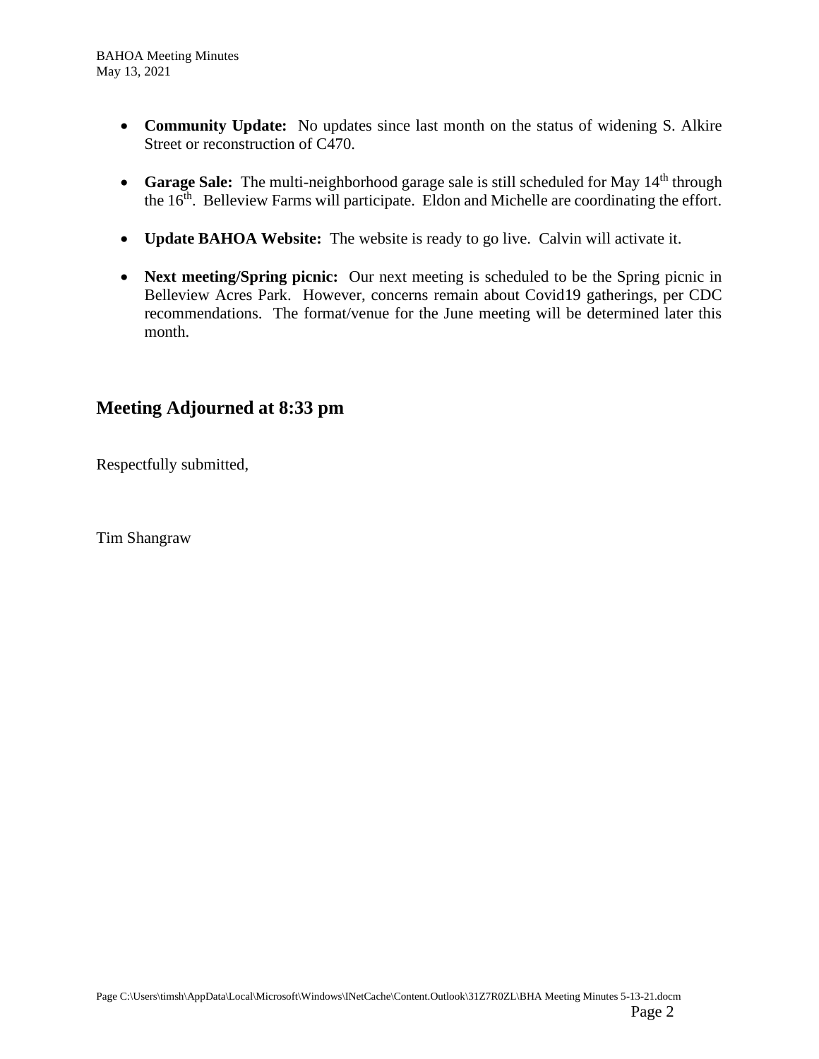- **Community Update:** No updates since last month on the status of widening S. Alkire Street or reconstruction of C470.

- **Garage Sale:** The multi-neighborhood garage sale is still scheduled for May 14th through the 16th. Belleview Farms will participate. Eldon and Michelle are coordinating the effort.

- **Update BAHOA Website:** The website is ready to go live. Calvin will activate it.

- **Next meeting/Spring picnic:** Our next meeting is scheduled to be the Spring picnic in Belleview Acres Park. However, concerns remain about Covid19 gatherings, per CDC recommendations. The format/venue for the June meeting will be determined later this month.

## Meeting Adjourned at 8:33 pm

Respectfully submitted,

Tim Shangraw